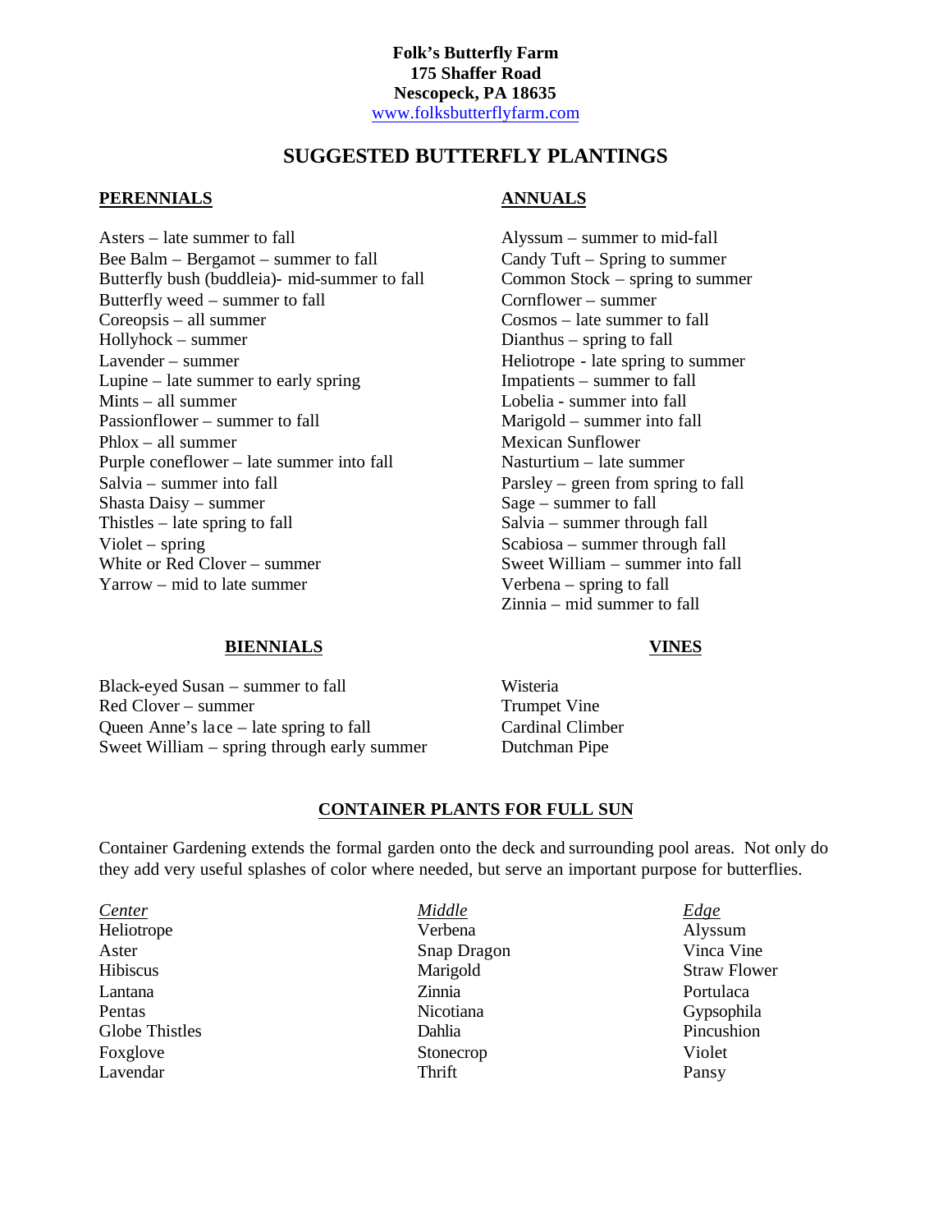**Folk's Butterfly Farm**
**175 Shaffer Road**
**Nescopeck, PA 18635**
www.folksbutterflyfarm.com

# SUGGESTED BUTTERFLY PLANTINGS

## PERENNIALS

Asters – late summer to fall
Bee Balm – Bergamot – summer to fall
Butterfly bush (buddleia)- mid-summer to fall
Butterfly weed – summer to fall
Coreopsis – all summer
Hollyhock – summer
Lavender – summer
Lupine – late summer to early spring
Mints – all summer
Passionflower – summer to fall
Phlox – all summer
Purple coneflower – late summer into fall
Salvia – summer into fall
Shasta Daisy – summer
Thistles – late spring to fall
Violet – spring
White or Red Clover – summer
Yarrow – mid to late summer

## ANNUALS

Alyssum – summer to mid-fall
Candy Tuft – Spring to summer
Common Stock – spring to summer
Cornflower – summer
Cosmos – late summer to fall
Dianthus – spring to fall
Heliotrope - late spring to summer
Impatients – summer to fall
Lobelia - summer into fall
Marigold – summer into fall
Mexican Sunflower
Nasturtium – late summer
Parsley – green from spring to fall
Sage – summer to fall
Salvia – summer through fall
Scabiosa – summer through fall
Sweet William – summer into fall
Verbena – spring to fall
Zinnia – mid summer to fall

## BIENNIALS

Black-eyed Susan – summer to fall
Red Clover – summer
Queen Anne's lace – late spring to fall
Sweet William – spring through early summer

## VINES

Wisteria
Trumpet Vine
Cardinal Climber
Dutchman Pipe

## CONTAINER PLANTS FOR FULL SUN

Container Gardening extends the formal garden onto the deck and surrounding pool areas. Not only do they add very useful splashes of color where needed, but serve an important purpose for butterflies.

| *Center* | *Middle* | *Edge* |
|---|---|---|
| Heliotrope | Verbena | Alyssum |
| Aster | Snap Dragon | Vinca Vine |
| Hibiscus | Marigold | Straw Flower |
| Lantana | Zinnia | Portulaca |
| Pentas | Nicotiana | Gypsophila |
| Globe Thistles | Dahlia | Pincushion |
| Foxglove | Stonecrop | Violet |
| Lavendar | Thrift | Pansy |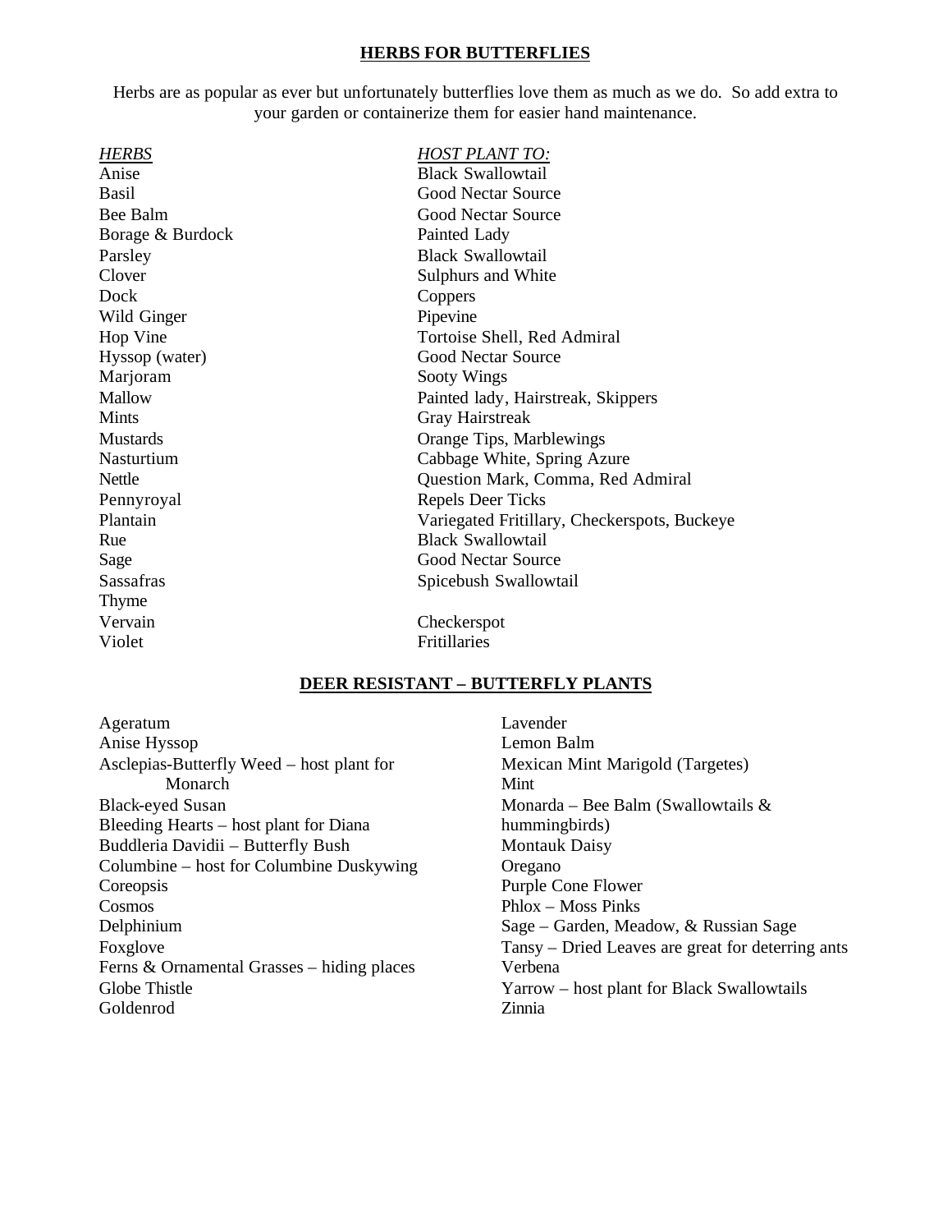## **HERBS FOR BUTTERFLIES**

Herbs are as popular as ever but unfortunately butterflies love them as much as we do. So add extra to your garden or containerize them for easier hand maintenance.

| *HERBS* | *HOST PLANT TO:* |
|---|---|
| Anise | Black Swallowtail |
| Basil | Good Nectar Source |
| Bee Balm | Good Nectar Source |
| Borage & Burdock | Painted Lady |
| Parsley | Black Swallowtail |
| Clover | Sulphurs and White |
| Dock | Coppers |
| Wild Ginger | Pipevine |
| Hop Vine | Tortoise Shell, Red Admiral |
| Hyssop (water) | Good Nectar Source |
| Marjoram | Sooty Wings |
| Mallow | Painted lady, Hairstreak, Skippers |
| Mints | Gray Hairstreak |
| Mustards | Orange Tips, Marblewings |
| Nasturtium | Cabbage White, Spring Azure |
| Nettle | Question Mark, Comma, Red Admiral |
| Pennyroyal | Repels Deer Ticks |
| Plantain | Variegated Fritillary, Checkerspots, Buckeye |
| Rue | Black Swallowtail |
| Sage | Good Nectar Source |
| Sassafras | Spicebush Swallowtail |
| Thyme | |
| Vervain | Checkerspot |
| Violet | Fritillaries |

## **DEER RESISTANT – BUTTERFLY PLANTS**

Ageratum
Anise Hyssop
Asclepias-Butterfly Weed – host plant for Monarch
Black-eyed Susan
Bleeding Hearts – host plant for Diana
Buddleria Davidii – Butterfly Bush
Columbine – host for Columbine Duskywing
Coreopsis
Cosmos
Delphinium
Foxglove
Ferns & Ornamental Grasses – hiding places
Globe Thistle
Goldenrod
Lavender
Lemon Balm
Mexican Mint Marigold (Targetes)
Mint
Monarda – Bee Balm (Swallowtails & hummingbirds)
Montauk Daisy
Oregano
Purple Cone Flower
Phlox – Moss Pinks
Sage – Garden, Meadow, & Russian Sage
Tansy – Dried Leaves are great for deterring ants
Verbena
Yarrow – host plant for Black Swallowtails
Zinnia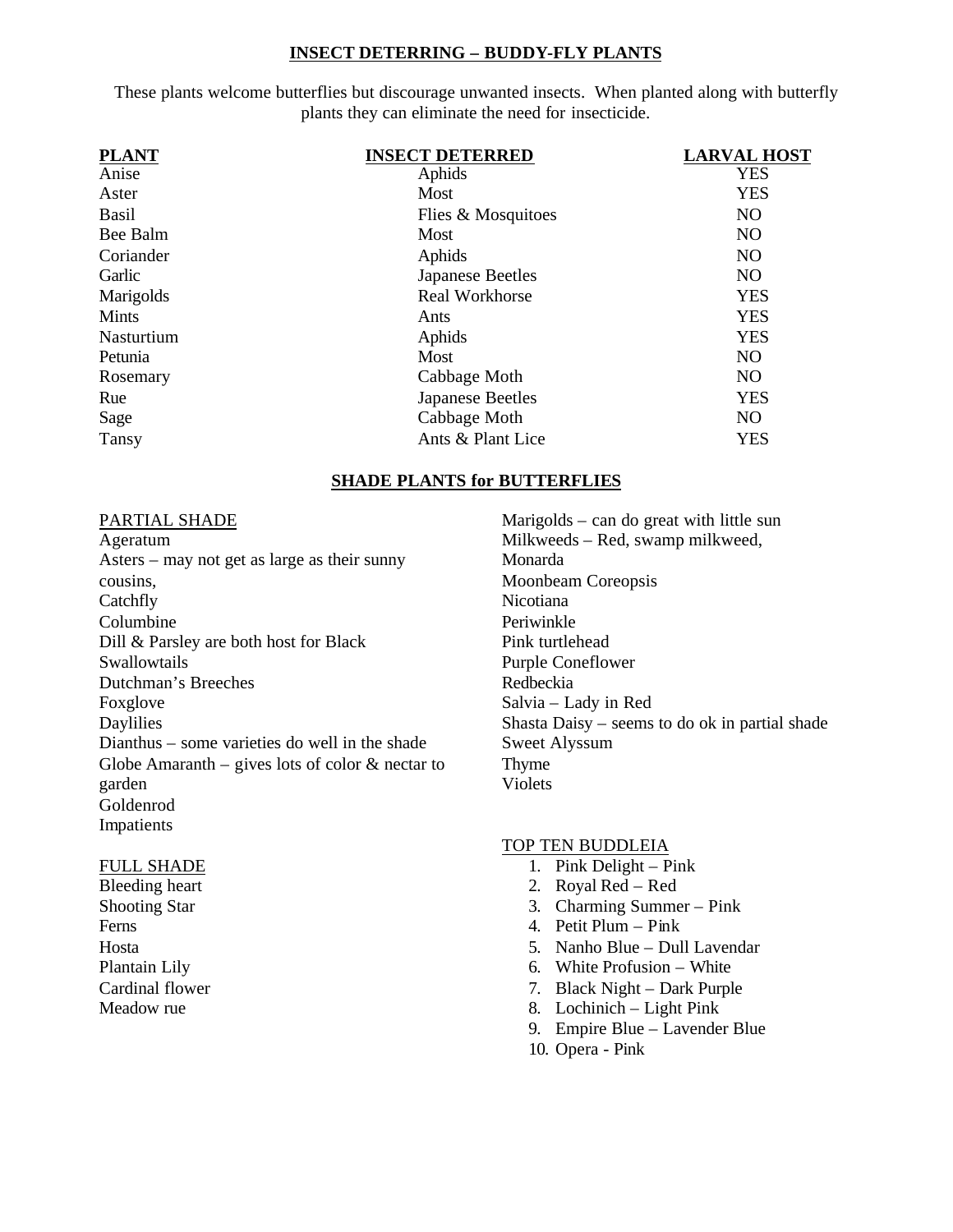## INSECT DETERRING – BUDDY-FLY PLANTS

These plants welcome butterflies but discourage unwanted insects. When planted along with butterfly plants they can eliminate the need for insecticide.

| PLANT | INSECT DETERRED | LARVAL HOST |
|---|---|---|
| Anise | Aphids | YES |
| Aster | Most | YES |
| Basil | Flies & Mosquitoes | NO |
| Bee Balm | Most | NO |
| Coriander | Aphids | NO |
| Garlic | Japanese Beetles | NO |
| Marigolds | Real Workhorse | YES |
| Mints | Ants | YES |
| Nasturtium | Aphids | YES |
| Petunia | Most | NO |
| Rosemary | Cabbage Moth | NO |
| Rue | Japanese Beetles | YES |
| Sage | Cabbage Moth | NO |
| Tansy | Ants & Plant Lice | YES |

## SHADE PLANTS for BUTTERFLIES

PARTIAL SHADE

Ageratum
Asters – may not get as large as their sunny cousins,
Catchfly
Columbine
Dill & Parsley are both host for Black Swallowtails
Dutchman's Breeches
Foxglove
Daylilies
Dianthus – some varieties do well in the shade
Globe Amaranth – gives lots of color & nectar to garden
Goldenrod
Impatients
Marigolds – can do great with little sun
Milkweeds – Red, swamp milkweed,
Monarda
Moonbeam Coreopsis
Nicotiana
Periwinkle
Pink turtlehead
Purple Coneflower
Redbeckia
Salvia – Lady in Red
Shasta Daisy – seems to do ok in partial shade
Sweet Alyssum
Thyme
Violets

FULL SHADE

Bleeding heart
Shooting Star
Ferns
Hosta
Plantain Lily
Cardinal flower
Meadow rue

TOP TEN BUDDLEIA

1. Pink Delight – Pink
2. Royal Red – Red
3. Charming Summer – Pink
4. Petit Plum – Pink
5. Nanho Blue – Dull Lavendar
6. White Profusion – White
7. Black Night – Dark Purple
8. Lochinich – Light Pink
9. Empire Blue – Lavender Blue
10. Opera - Pink